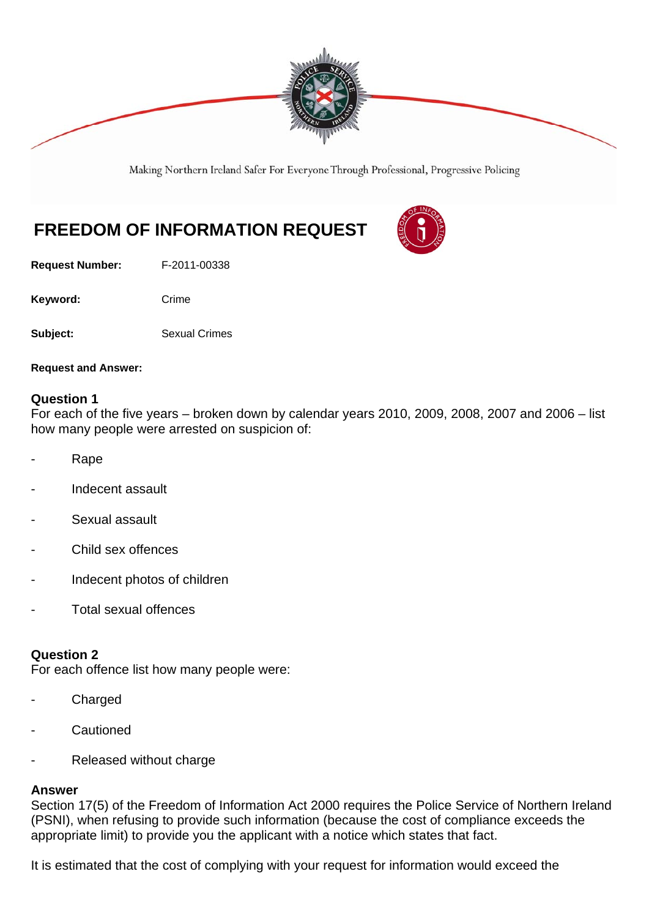Making Northern Ireland Safer For Everyone Through Professional, Progressive Policing

# FREEDOM OF INFORMATION REQUEST

**Request Number:** F-2011-00338

**Keyword:** Crime

**Subject:** Sexual Crimes

**Request and Answer:**

### Question 1
For each of the five years – broken down by calendar years 2010, 2009, 2008, 2007 and 2006 – list how many people were arrested on suspicion of:

- Rape
- Indecent assault
- Sexual assault
- Child sex offences
- Indecent photos of children
- Total sexual offences

### Question 2
For each offence list how many people were:

- Charged
- Cautioned
- Released without charge

### Answer
Section 17(5) of the Freedom of Information Act 2000 requires the Police Service of Northern Ireland (PSNI), when refusing to provide such information (because the cost of compliance exceeds the appropriate limit) to provide you the applicant with a notice which states that fact.

It is estimated that the cost of complying with your request for information would exceed the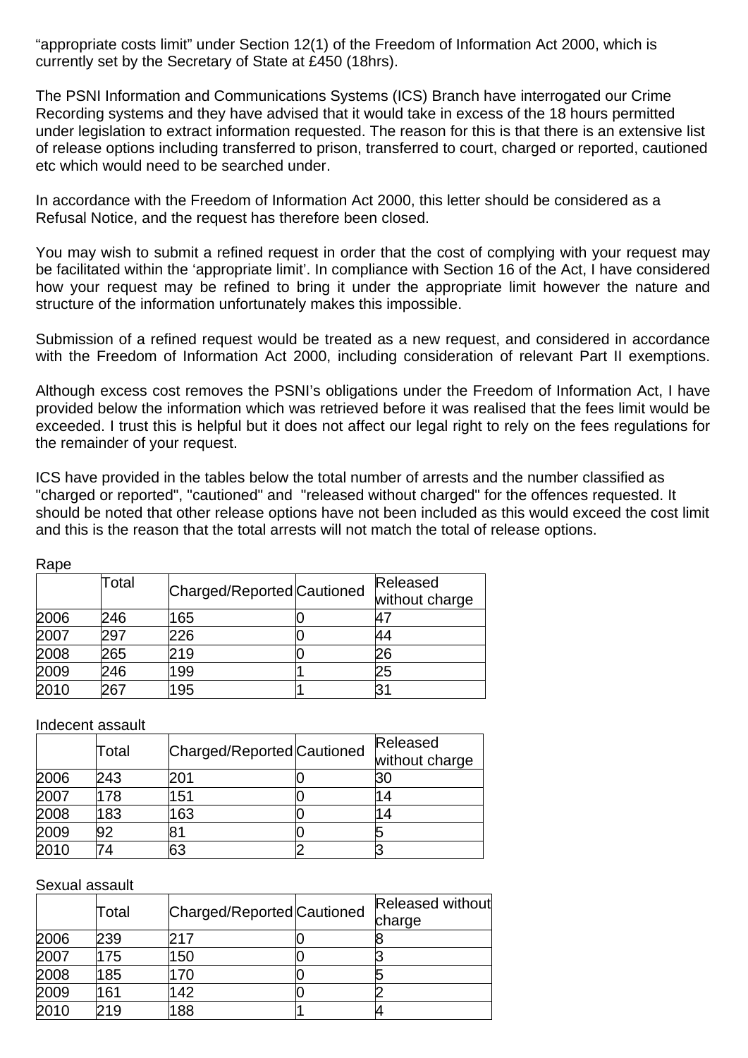"appropriate costs limit" under Section 12(1) of the Freedom of Information Act 2000, which is currently set by the Secretary of State at £450 (18hrs).

The PSNI Information and Communications Systems (ICS) Branch have interrogated our Crime Recording systems and they have advised that it would take in excess of the 18 hours permitted under legislation to extract information requested. The reason for this is that there is an extensive list of release options including transferred to prison, transferred to court, charged or reported, cautioned etc which would need to be searched under.

In accordance with the Freedom of Information Act 2000, this letter should be considered as a Refusal Notice, and the request has therefore been closed.

You may wish to submit a refined request in order that the cost of complying with your request may be facilitated within the 'appropriate limit'. In compliance with Section 16 of the Act, I have considered how your request may be refined to bring it under the appropriate limit however the nature and structure of the information unfortunately makes this impossible.

Submission of a refined request would be treated as a new request, and considered in accordance with the Freedom of Information Act 2000, including consideration of relevant Part II exemptions.

Although excess cost removes the PSNI's obligations under the Freedom of Information Act, I have provided below the information which was retrieved before it was realised that the fees limit would be exceeded. I trust this is helpful but it does not affect our legal right to rely on the fees regulations for the remainder of your request.

ICS have provided in the tables below the total number of arrests and the number classified as "charged or reported", "cautioned" and "released without charged" for the offences requested. It should be noted that other release options have not been included as this would exceed the cost limit and this is the reason that the total arrests will not match the total of release options.

Rape

| | Total | Charged/Reported | Cautioned | Released without charge |
|---|---|---|---|---|
| 2006 | 246 | 165 | 0 | 47 |
| 2007 | 297 | 226 | 0 | 44 |
| 2008 | 265 | 219 | 0 | 26 |
| 2009 | 246 | 199 | 1 | 25 |
| 2010 | 267 | 195 | 1 | 31 |

Indecent assault

| | Total | Charged/Reported | Cautioned | Released without charge |
|---|---|---|---|---|
| 2006 | 243 | 201 | 0 | 30 |
| 2007 | 178 | 151 | 0 | 14 |
| 2008 | 183 | 163 | 0 | 14 |
| 2009 | 92 | 81 | 0 | 5 |
| 2010 | 74 | 63 | 2 | 3 |

Sexual assault

| | Total | Charged/Reported | Cautioned | Released without charge |
|---|---|---|---|---|
| 2006 | 239 | 217 | 0 | 8 |
| 2007 | 175 | 150 | 0 | 3 |
| 2008 | 185 | 170 | 0 | 5 |
| 2009 | 161 | 142 | 0 | 2 |
| 2010 | 219 | 188 | 1 | 4 |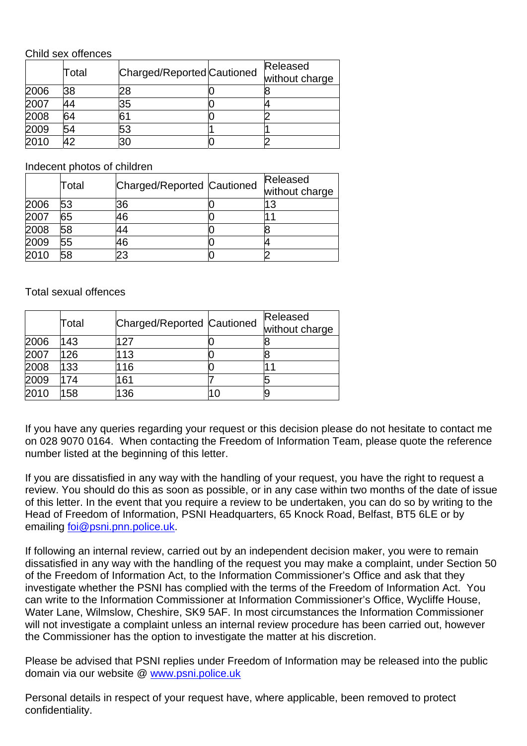Child sex offences

| | Total | Charged/Reported | Cautioned | Released without charge |
|---|---|---|---|---|
| 2006 | 38 | 28 | 0 | 8 |
| 2007 | 44 | 35 | 0 | 4 |
| 2008 | 64 | 61 | 0 | 2 |
| 2009 | 54 | 53 | 1 | 1 |
| 2010 | 42 | 30 | 0 | 2 |

Indecent photos of children

| | Total | Charged/Reported | Cautioned | Released without charge |
|---|---|---|---|---|
| 2006 | 53 | 36 | 0 | 13 |
| 2007 | 65 | 46 | 0 | 11 |
| 2008 | 58 | 44 | 0 | 8 |
| 2009 | 55 | 46 | 0 | 4 |
| 2010 | 58 | 23 | 0 | 2 |

Total sexual offences

| | Total | Charged/Reported | Cautioned | Released without charge |
|---|---|---|---|---|
| 2006 | 143 | 127 | 0 | 8 |
| 2007 | 126 | 113 | 0 | 8 |
| 2008 | 133 | 116 | 0 | 11 |
| 2009 | 174 | 161 | 7 | 5 |
| 2010 | 158 | 136 | 10 | 9 |

If you have any queries regarding your request or this decision please do not hesitate to contact me on 028 9070 0164. When contacting the Freedom of Information Team, please quote the reference number listed at the beginning of this letter.

If you are dissatisfied in any way with the handling of your request, you have the right to request a review. You should do this as soon as possible, or in any case within two months of the date of issue of this letter. In the event that you require a review to be undertaken, you can do so by writing to the Head of Freedom of Information, PSNI Headquarters, 65 Knock Road, Belfast, BT5 6LE or by emailing foi@psni.pnn.police.uk.

If following an internal review, carried out by an independent decision maker, you were to remain dissatisfied in any way with the handling of the request you may make a complaint, under Section 50 of the Freedom of Information Act, to the Information Commissioner's Office and ask that they investigate whether the PSNI has complied with the terms of the Freedom of Information Act. You can write to the Information Commissioner at Information Commissioner's Office, Wycliffe House, Water Lane, Wilmslow, Cheshire, SK9 5AF. In most circumstances the Information Commissioner will not investigate a complaint unless an internal review procedure has been carried out, however the Commissioner has the option to investigate the matter at his discretion.

Please be advised that PSNI replies under Freedom of Information may be released into the public domain via our website @ www.psni.police.uk

Personal details in respect of your request have, where applicable, been removed to protect confidentiality.